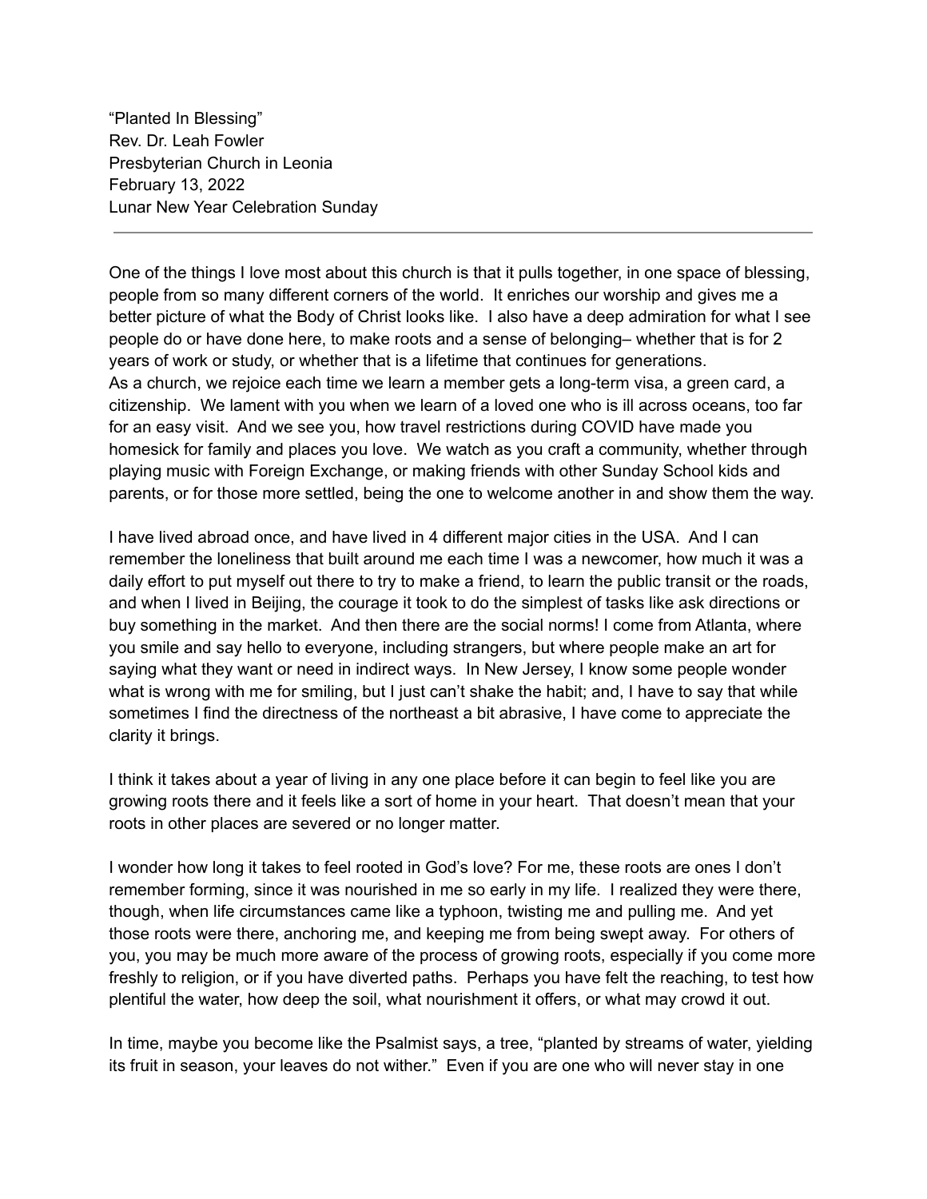"Planted In Blessing"
Rev. Dr. Leah Fowler
Presbyterian Church in Leonia
February 13, 2022
Lunar New Year Celebration Sunday

---

One of the things I love most about this church is that it pulls together, in one space of blessing, people from so many different corners of the world. It enriches our worship and gives me a better picture of what the Body of Christ looks like. I also have a deep admiration for what I see people do or have done here, to make roots and a sense of belonging– whether that is for 2 years of work or study, or whether that is a lifetime that continues for generations.
As a church, we rejoice each time we learn a member gets a long-term visa, a green card, a citizenship. We lament with you when we learn of a loved one who is ill across oceans, too far for an easy visit. And we see you, how travel restrictions during COVID have made you homesick for family and places you love. We watch as you craft a community, whether through playing music with Foreign Exchange, or making friends with other Sunday School kids and parents, or for those more settled, being the one to welcome another in and show them the way.

I have lived abroad once, and have lived in 4 different major cities in the USA. And I can remember the loneliness that built around me each time I was a newcomer, how much it was a daily effort to put myself out there to try to make a friend, to learn the public transit or the roads, and when I lived in Beijing, the courage it took to do the simplest of tasks like ask directions or buy something in the market. And then there are the social norms! I come from Atlanta, where you smile and say hello to everyone, including strangers, but where people make an art for saying what they want or need in indirect ways. In New Jersey, I know some people wonder what is wrong with me for smiling, but I just can't shake the habit; and, I have to say that while sometimes I find the directness of the northeast a bit abrasive, I have come to appreciate the clarity it brings.

I think it takes about a year of living in any one place before it can begin to feel like you are growing roots there and it feels like a sort of home in your heart. That doesn't mean that your roots in other places are severed or no longer matter.

I wonder how long it takes to feel rooted in God's love? For me, these roots are ones I don't remember forming, since it was nourished in me so early in my life. I realized they were there, though, when life circumstances came like a typhoon, twisting me and pulling me. And yet those roots were there, anchoring me, and keeping me from being swept away. For others of you, you may be much more aware of the process of growing roots, especially if you come more freshly to religion, or if you have diverted paths. Perhaps you have felt the reaching, to test how plentiful the water, how deep the soil, what nourishment it offers, or what may crowd it out.

In time, maybe you become like the Psalmist says, a tree, "planted by streams of water, yielding its fruit in season, your leaves do not wither." Even if you are one who will never stay in one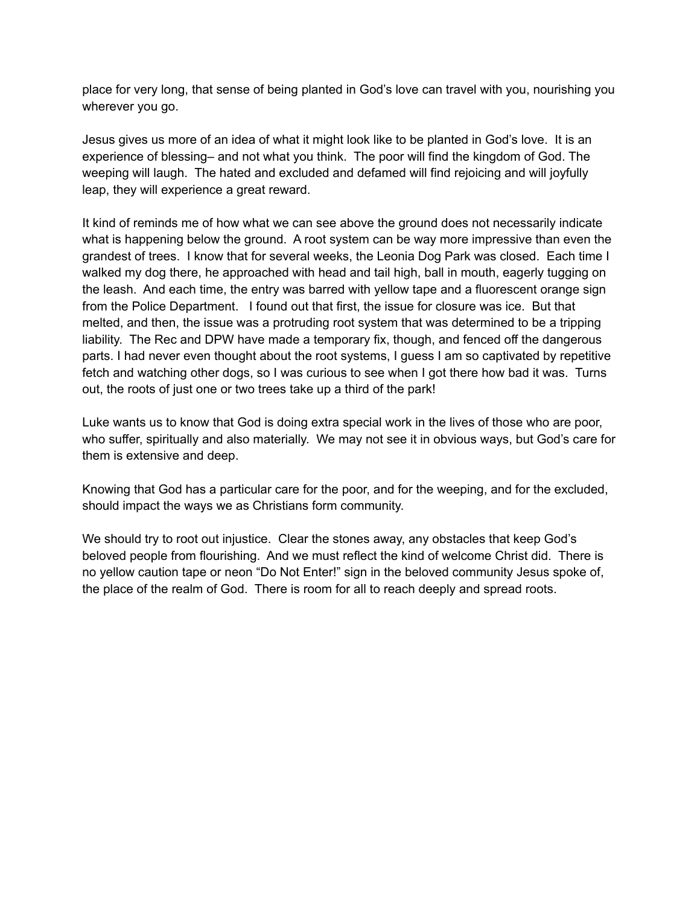place for very long, that sense of being planted in God's love can travel with you, nourishing you wherever you go.

Jesus gives us more of an idea of what it might look like to be planted in God's love. It is an experience of blessing– and not what you think. The poor will find the kingdom of God. The weeping will laugh. The hated and excluded and defamed will find rejoicing and will joyfully leap, they will experience a great reward.

It kind of reminds me of how what we can see above the ground does not necessarily indicate what is happening below the ground. A root system can be way more impressive than even the grandest of trees. I know that for several weeks, the Leonia Dog Park was closed. Each time I walked my dog there, he approached with head and tail high, ball in mouth, eagerly tugging on the leash. And each time, the entry was barred with yellow tape and a fluorescent orange sign from the Police Department. I found out that first, the issue for closure was ice. But that melted, and then, the issue was a protruding root system that was determined to be a tripping liability. The Rec and DPW have made a temporary fix, though, and fenced off the dangerous parts. I had never even thought about the root systems, I guess I am so captivated by repetitive fetch and watching other dogs, so I was curious to see when I got there how bad it was. Turns out, the roots of just one or two trees take up a third of the park!

Luke wants us to know that God is doing extra special work in the lives of those who are poor, who suffer, spiritually and also materially. We may not see it in obvious ways, but God's care for them is extensive and deep.

Knowing that God has a particular care for the poor, and for the weeping, and for the excluded, should impact the ways we as Christians form community.

We should try to root out injustice. Clear the stones away, any obstacles that keep God's beloved people from flourishing. And we must reflect the kind of welcome Christ did. There is no yellow caution tape or neon "Do Not Enter!" sign in the beloved community Jesus spoke of, the place of the realm of God. There is room for all to reach deeply and spread roots.